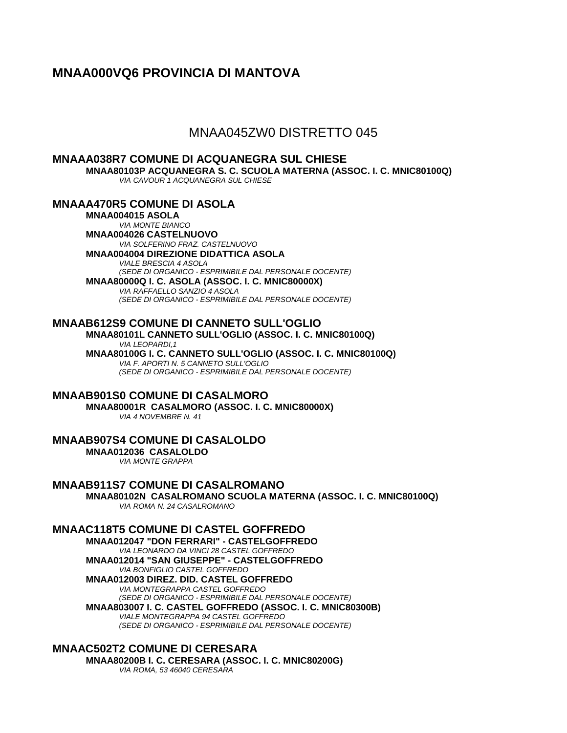# MNAA000VQ6 PROVINCIA DI MANTOVA

## MNAA045ZW0 DISTRETTO 045

### MNAAA038R7 COMUNE DI ACQUANEGRA SUL CHIESE

**MNAA80103P ACQUANEGRA S. C. SCUOLA MATERNA (ASSOC. I. C. MNIC80100Q)**
*VIA CAVOUR 1 ACQUANEGRA SUL CHIESE*

### MNAAA470R5 COMUNE DI ASOLA

**MNAA004015 ASOLA**
*VIA MONTE BIANCO*

**MNAA004026 CASTELNUOVO**
*VIA SOLFERINO FRAZ. CASTELNUOVO*

**MNAA004004 DIREZIONE DIDATTICA ASOLA**
*VIALE BRESCIA 4 ASOLA*
*(SEDE DI ORGANICO - ESPRIMIBILE DAL PERSONALE DOCENTE)*

**MNAA80000Q I. C. ASOLA (ASSOC. I. C. MNIC80000X)**
*VIA RAFFAELLO SANZIO 4 ASOLA*
*(SEDE DI ORGANICO - ESPRIMIBILE DAL PERSONALE DOCENTE)*

### MNAAB612S9 COMUNE DI CANNETO SULL'OGLIO

**MNAA80101L CANNETO SULL'OGLIO (ASSOC. I. C. MNIC80100Q)**
*VIA LEOPARDI,1*

**MNAA80100G I. C. CANNETO SULL'OGLIO (ASSOC. I. C. MNIC80100Q)**
*VIA F. APORTI N. 5 CANNETO SULL'OGLIO*
*(SEDE DI ORGANICO - ESPRIMIBILE DAL PERSONALE DOCENTE)*

### MNAAB901S0 COMUNE DI CASALMORO

**MNAA80001R CASALMORO (ASSOC. I. C. MNIC80000X)**
*VIA 4 NOVEMBRE N. 41*

### MNAAB907S4 COMUNE DI CASALOLDO

**MNAA012036 CASALOLDO**
*VIA MONTE GRAPPA*

### MNAAB911S7 COMUNE DI CASALROMANO

**MNAA80102N CASALROMANO SCUOLA MATERNA (ASSOC. I. C. MNIC80100Q)**
*VIA ROMA N. 24 CASALROMANO*

### MNAAC118T5 COMUNE DI CASTEL GOFFREDO

**MNAA012047 "DON FERRARI" - CASTELGOFFREDO**
*VIA LEONARDO DA VINCI 28 CASTEL GOFFREDO*

**MNAA012014 "SAN GIUSEPPE" - CASTELGOFFREDO**
*VIA BONFIGLIO CASTEL GOFFREDO*

**MNAA012003 DIREZ. DID. CASTEL GOFFREDO**
*VIA MONTEGRAPPA CASTEL GOFFREDO*
*(SEDE DI ORGANICO - ESPRIMIBILE DAL PERSONALE DOCENTE)*

**MNAA803007 I. C. CASTEL GOFFREDO (ASSOC. I. C. MNIC80300B)**
*VIALE MONTEGRAPPA 94 CASTEL GOFFREDO*
*(SEDE DI ORGANICO - ESPRIMIBILE DAL PERSONALE DOCENTE)*

### MNAAC502T2 COMUNE DI CERESARA

**MNAA80200B I. C. CERESARA (ASSOC. I. C. MNIC80200G)**
*VIA ROMA, 53 46040 CERESARA*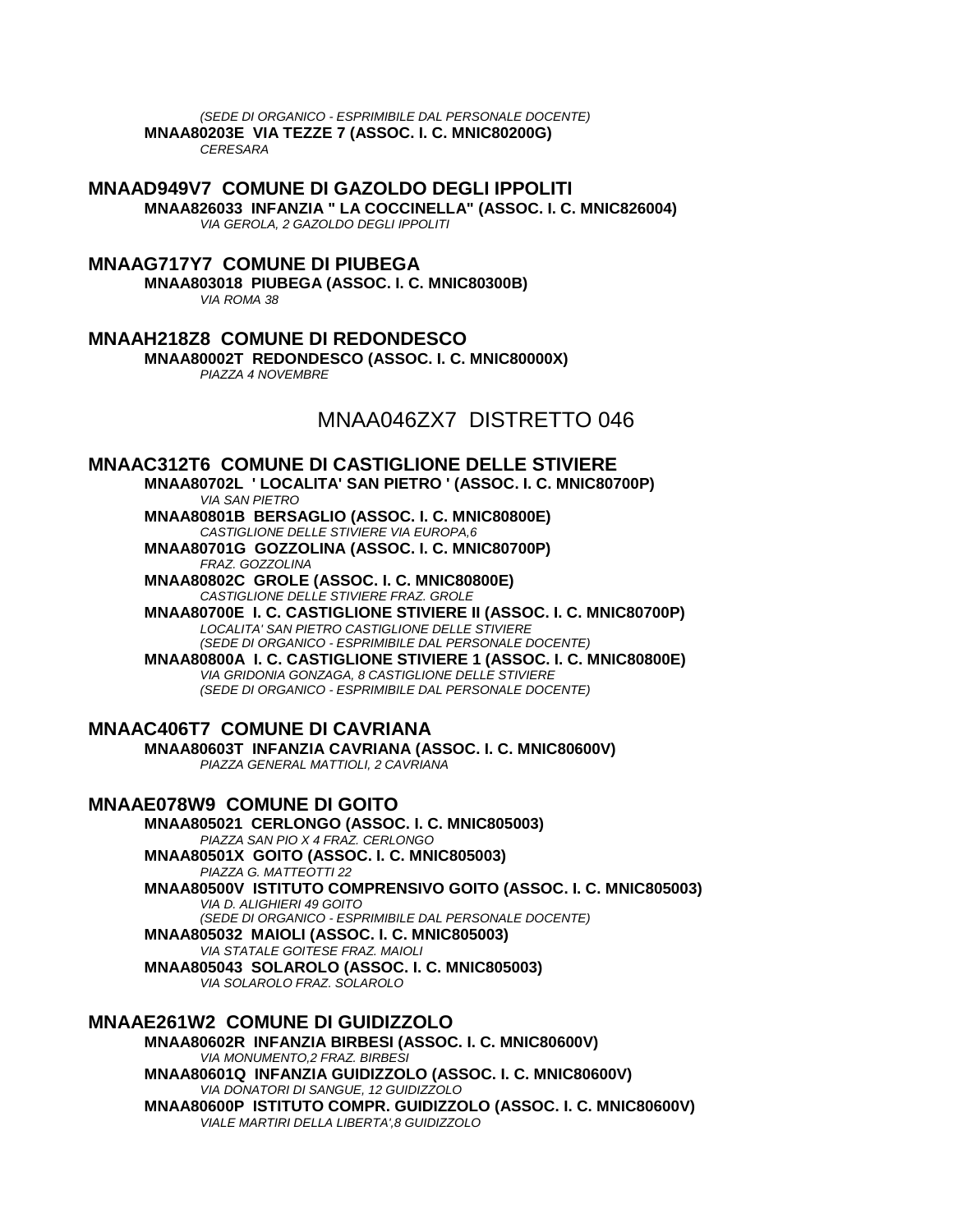*(SEDE DI ORGANICO - ESPRIMIBILE DAL PERSONALE DOCENTE)*

**MNAA80203E VIA TEZZE 7 (ASSOC. I. C. MNIC80200G)**
*CERESARA*

### MNAAD949V7 COMUNE DI GAZOLDO DEGLI IPPOLITI

**MNAA826033 INFANZIA " LA COCCINELLA" (ASSOC. I. C. MNIC826004)**
*VIA GEROLA, 2 GAZOLDO DEGLI IPPOLITI*

### MNAAG717Y7 COMUNE DI PIUBEGA

**MNAA803018 PIUBEGA (ASSOC. I. C. MNIC80300B)**
*VIA ROMA 38*

### MNAAH218Z8 COMUNE DI REDONDESCO

**MNAA80002T REDONDESCO (ASSOC. I. C. MNIC80000X)**
*PIAZZA 4 NOVEMBRE*

## MNAA046ZX7 DISTRETTO 046

### MNAAC312T6 COMUNE DI CASTIGLIONE DELLE STIVIERE

**MNAA80702L ' LOCALITA' SAN PIETRO ' (ASSOC. I. C. MNIC80700P)**
*VIA SAN PIETRO*

**MNAA80801B BERSAGLIO (ASSOC. I. C. MNIC80800E)**
*CASTIGLIONE DELLE STIVIERE VIA EUROPA,6*

**MNAA80701G GOZZOLINA (ASSOC. I. C. MNIC80700P)**
*FRAZ. GOZZOLINA*

**MNAA80802C GROLE (ASSOC. I. C. MNIC80800E)**
*CASTIGLIONE DELLE STIVIERE FRAZ. GROLE*

**MNAA80700E I. C. CASTIGLIONE STIVIERE II (ASSOC. I. C. MNIC80700P)**
*LOCALITA' SAN PIETRO CASTIGLIONE DELLE STIVIERE*
*(SEDE DI ORGANICO - ESPRIMIBILE DAL PERSONALE DOCENTE)*

**MNAA80800A I. C. CASTIGLIONE STIVIERE 1 (ASSOC. I. C. MNIC80800E)**
*VIA GRIDONIA GONZAGA, 8 CASTIGLIONE DELLE STIVIERE*
*(SEDE DI ORGANICO - ESPRIMIBILE DAL PERSONALE DOCENTE)*

### MNAAC406T7 COMUNE DI CAVRIANA

**MNAA80603T INFANZIA CAVRIANA (ASSOC. I. C. MNIC80600V)**
*PIAZZA GENERAL MATTIOLI, 2 CAVRIANA*

### MNAAE078W9 COMUNE DI GOITO

**MNAA805021 CERLONGO (ASSOC. I. C. MNIC805003)**
*PIAZZA SAN PIO X 4 FRAZ. CERLONGO*

**MNAA80501X GOITO (ASSOC. I. C. MNIC805003)**
*PIAZZA G. MATTEOTTI 22*

**MNAA80500V ISTITUTO COMPRENSIVO GOITO (ASSOC. I. C. MNIC805003)**
*VIA D. ALIGHIERI 49 GOITO*
*(SEDE DI ORGANICO - ESPRIMIBILE DAL PERSONALE DOCENTE)*

**MNAA805032 MAIOLI (ASSOC. I. C. MNIC805003)**
*VIA STATALE GOITESE FRAZ. MAIOLI*

**MNAA805043 SOLAROLO (ASSOC. I. C. MNIC805003)**
*VIA SOLAROLO FRAZ. SOLAROLO*

### MNAAE261W2 COMUNE DI GUIDIZZOLO

**MNAA80602R INFANZIA BIRBESI (ASSOC. I. C. MNIC80600V)**
*VIA MONUMENTO,2 FRAZ. BIRBESI*

**MNAA80601Q INFANZIA GUIDIZZOLO (ASSOC. I. C. MNIC80600V)**
*VIA DONATORI DI SANGUE, 12 GUIDIZZOLO*

**MNAA80600P ISTITUTO COMPR. GUIDIZZOLO (ASSOC. I. C. MNIC80600V)**
*VIALE MARTIRI DELLA LIBERTA',8 GUIDIZZOLO*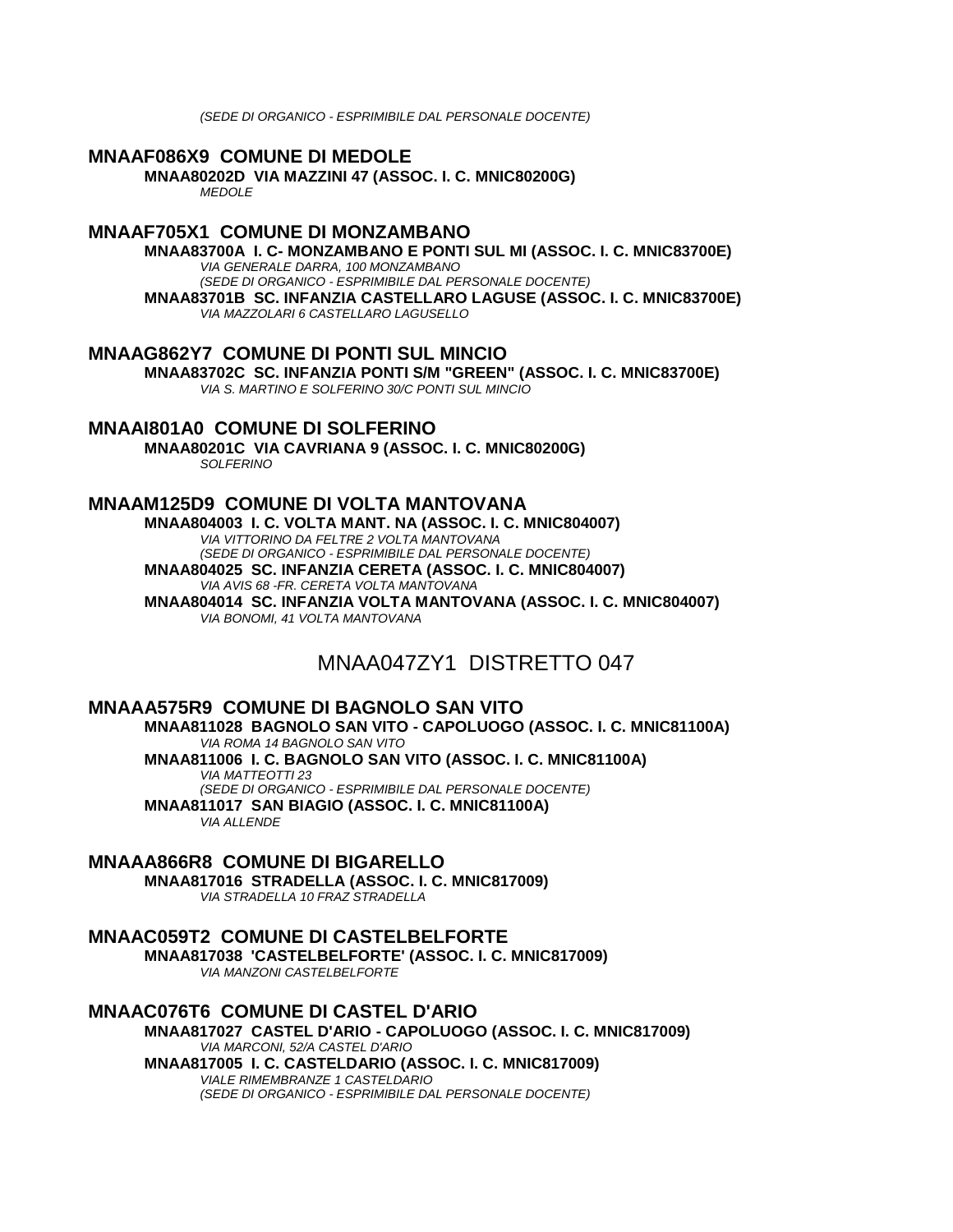*(SEDE DI ORGANICO - ESPRIMIBILE DAL PERSONALE DOCENTE)*

### MNAAF086X9 COMUNE DI MEDOLE

**MNAA80202D VIA MAZZINI 47 (ASSOC. I. C. MNIC80200G)**
*MEDOLE*

### MNAAF705X1 COMUNE DI MONZAMBANO

**MNAA83700A I. C- MONZAMBANO E PONTI SUL MI (ASSOC. I. C. MNIC83700E)**
*VIA GENERALE DARRA, 100 MONZAMBANO*
*(SEDE DI ORGANICO - ESPRIMIBILE DAL PERSONALE DOCENTE)*

**MNAA83701B SC. INFANZIA CASTELLARO LAGUSE (ASSOC. I. C. MNIC83700E)**
*VIA MAZZOLARI 6 CASTELLARO LAGUSELLO*

### MNAAG862Y7 COMUNE DI PONTI SUL MINCIO

**MNAA83702C SC. INFANZIA PONTI S/M "GREEN" (ASSOC. I. C. MNIC83700E)**
*VIA S. MARTINO E SOLFERINO 30/C PONTI SUL MINCIO*

### MNAAI801A0 COMUNE DI SOLFERINO

**MNAA80201C VIA CAVRIANA 9 (ASSOC. I. C. MNIC80200G)**
*SOLFERINO*

### MNAAM125D9 COMUNE DI VOLTA MANTOVANA

**MNAA804003 I. C. VOLTA MANT. NA (ASSOC. I. C. MNIC804007)**
*VIA VITTORINO DA FELTRE 2 VOLTA MANTOVANA*
*(SEDE DI ORGANICO - ESPRIMIBILE DAL PERSONALE DOCENTE)*

**MNAA804025 SC. INFANZIA CERETA (ASSOC. I. C. MNIC804007)**
*VIA AVIS 68 -FR. CERETA VOLTA MANTOVANA*

**MNAA804014 SC. INFANZIA VOLTA MANTOVANA (ASSOC. I. C. MNIC804007)**
*VIA BONOMI, 41 VOLTA MANTOVANA*

## MNAA047ZY1 DISTRETTO 047

### MNAAA575R9 COMUNE DI BAGNOLO SAN VITO

**MNAA811028 BAGNOLO SAN VITO - CAPOLUOGO (ASSOC. I. C. MNIC81100A)**
*VIA ROMA 14 BAGNOLO SAN VITO*

**MNAA811006 I. C. BAGNOLO SAN VITO (ASSOC. I. C. MNIC81100A)**
*VIA MATTEOTTI 23*
*(SEDE DI ORGANICO - ESPRIMIBILE DAL PERSONALE DOCENTE)*

**MNAA811017 SAN BIAGIO (ASSOC. I. C. MNIC81100A)**
*VIA ALLENDE*

### MNAAA866R8 COMUNE DI BIGARELLO

**MNAA817016 STRADELLA (ASSOC. I. C. MNIC817009)**
*VIA STRADELLA 10 FRAZ STRADELLA*

### MNAAC059T2 COMUNE DI CASTELBELFORTE

**MNAA817038 'CASTELBELFORTE' (ASSOC. I. C. MNIC817009)**
*VIA MANZONI CASTELBELFORTE*

### MNAAC076T6 COMUNE DI CASTEL D'ARIO

**MNAA817027 CASTEL D'ARIO - CAPOLUOGO (ASSOC. I. C. MNIC817009)**
*VIA MARCONI, 52/A CASTEL D'ARIO*

**MNAA817005 I. C. CASTELDARIO (ASSOC. I. C. MNIC817009)**
*VIALE RIMEMBRANZE 1 CASTELDARIO*
*(SEDE DI ORGANICO - ESPRIMIBILE DAL PERSONALE DOCENTE)*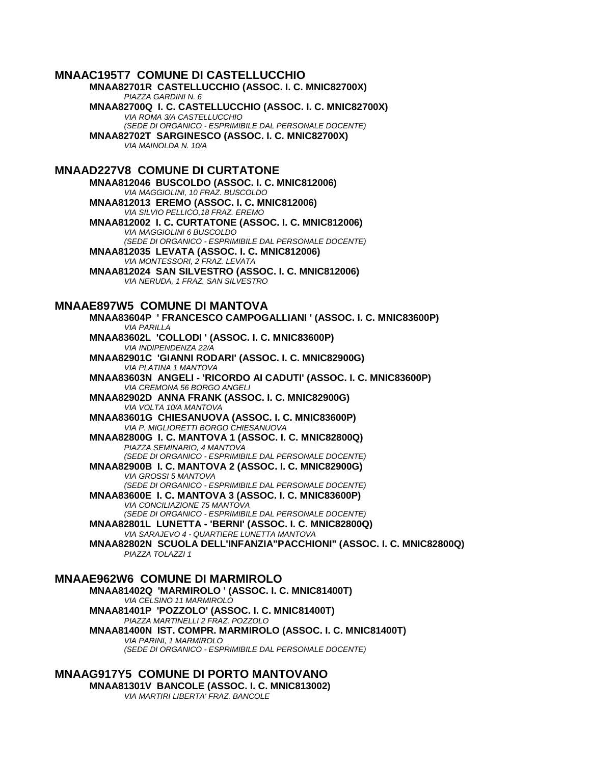## MNAAC195T7 COMUNE DI CASTELLUCCHIO

**MNAA82701R CASTELLUCCHIO (ASSOC. I. C. MNIC82700X)**
*PIAZZA GARDINI N. 6*

**MNAA82700Q I. C. CASTELLUCCHIO (ASSOC. I. C. MNIC82700X)**
*VIA ROMA 3/A CASTELLUCCHIO*
*(SEDE DI ORGANICO - ESPRIMIBILE DAL PERSONALE DOCENTE)*

**MNAA82702T SARGINESCO (ASSOC. I. C. MNIC82700X)**
*VIA MAINOLDA N. 10/A*

## MNAAD227V8 COMUNE DI CURTATONE

**MNAA812046 BUSCOLDO (ASSOC. I. C. MNIC812006)**
*VIA MAGGIOLINI, 10 FRAZ. BUSCOLDO*

**MNAA812013 EREMO (ASSOC. I. C. MNIC812006)**
*VIA SILVIO PELLICO,18 FRAZ. EREMO*

**MNAA812002 I. C. CURTATONE (ASSOC. I. C. MNIC812006)**
*VIA MAGGIOLINI 6 BUSCOLDO*
*(SEDE DI ORGANICO - ESPRIMIBILE DAL PERSONALE DOCENTE)*

**MNAA812035 LEVATA (ASSOC. I. C. MNIC812006)**
*VIA MONTESSORI, 2 FRAZ. LEVATA*

**MNAA812024 SAN SILVESTRO (ASSOC. I. C. MNIC812006)**
*VIA NERUDA, 1 FRAZ. SAN SILVESTRO*

## MNAAE897W5 COMUNE DI MANTOVA

**MNAA83604P ' FRANCESCO CAMPOGALLIANI ' (ASSOC. I. C. MNIC83600P)**
*VIA PARILLA*

**MNAA83602L 'COLLODI ' (ASSOC. I. C. MNIC83600P)**
*VIA INDIPENDENZA 22/A*

**MNAA82901C 'GIANNI RODARI' (ASSOC. I. C. MNIC82900G)**
*VIA PLATINA 1 MANTOVA*

**MNAA83603N ANGELI - 'RICORDO AI CADUTI' (ASSOC. I. C. MNIC83600P)**
*VIA CREMONA 56 BORGO ANGELI*

**MNAA82902D ANNA FRANK (ASSOC. I. C. MNIC82900G)**
*VIA VOLTA 10/A MANTOVA*

**MNAA83601G CHIESANUOVA (ASSOC. I. C. MNIC83600P)**
*VIA P. MIGLIORETTI BORGO CHIESANUOVA*

**MNAA82800G I. C. MANTOVA 1 (ASSOC. I. C. MNIC82800Q)**
*PIAZZA SEMINARIO, 4 MANTOVA*
*(SEDE DI ORGANICO - ESPRIMIBILE DAL PERSONALE DOCENTE)*

**MNAA82900B I. C. MANTOVA 2 (ASSOC. I. C. MNIC82900G)**
*VIA GROSSI 5 MANTOVA*
*(SEDE DI ORGANICO - ESPRIMIBILE DAL PERSONALE DOCENTE)*

**MNAA83600E I. C. MANTOVA 3 (ASSOC. I. C. MNIC83600P)**
*VIA CONCILIAZIONE 75 MANTOVA*
*(SEDE DI ORGANICO - ESPRIMIBILE DAL PERSONALE DOCENTE)*

**MNAA82801L LUNETTA - 'BERNI' (ASSOC. I. C. MNIC82800Q)**
*VIA SARAJEVO 4 - QUARTIERE LUNETTA MANTOVA*

**MNAA82802N SCUOLA DELL'INFANZIA"PACCHIONI" (ASSOC. I. C. MNIC82800Q)**
*PIAZZA TOLAZZI 1*

## MNAAE962W6 COMUNE DI MARMIROLO

**MNAA81402Q 'MARMIROLO ' (ASSOC. I. C. MNIC81400T)**
*VIA CELSINO 11 MARMIROLO*

**MNAA81401P 'POZZOLO' (ASSOC. I. C. MNIC81400T)**
*PIAZZA MARTINELLI 2 FRAZ. POZZOLO*

**MNAA81400N IST. COMPR. MARMIROLO (ASSOC. I. C. MNIC81400T)**
*VIA PARINI, 1 MARMIROLO*
*(SEDE DI ORGANICO - ESPRIMIBILE DAL PERSONALE DOCENTE)*

## MNAAG917Y5 COMUNE DI PORTO MANTOVANO

**MNAA81301V BANCOLE (ASSOC. I. C. MNIC813002)**
*VIA MARTIRI LIBERTA' FRAZ. BANCOLE*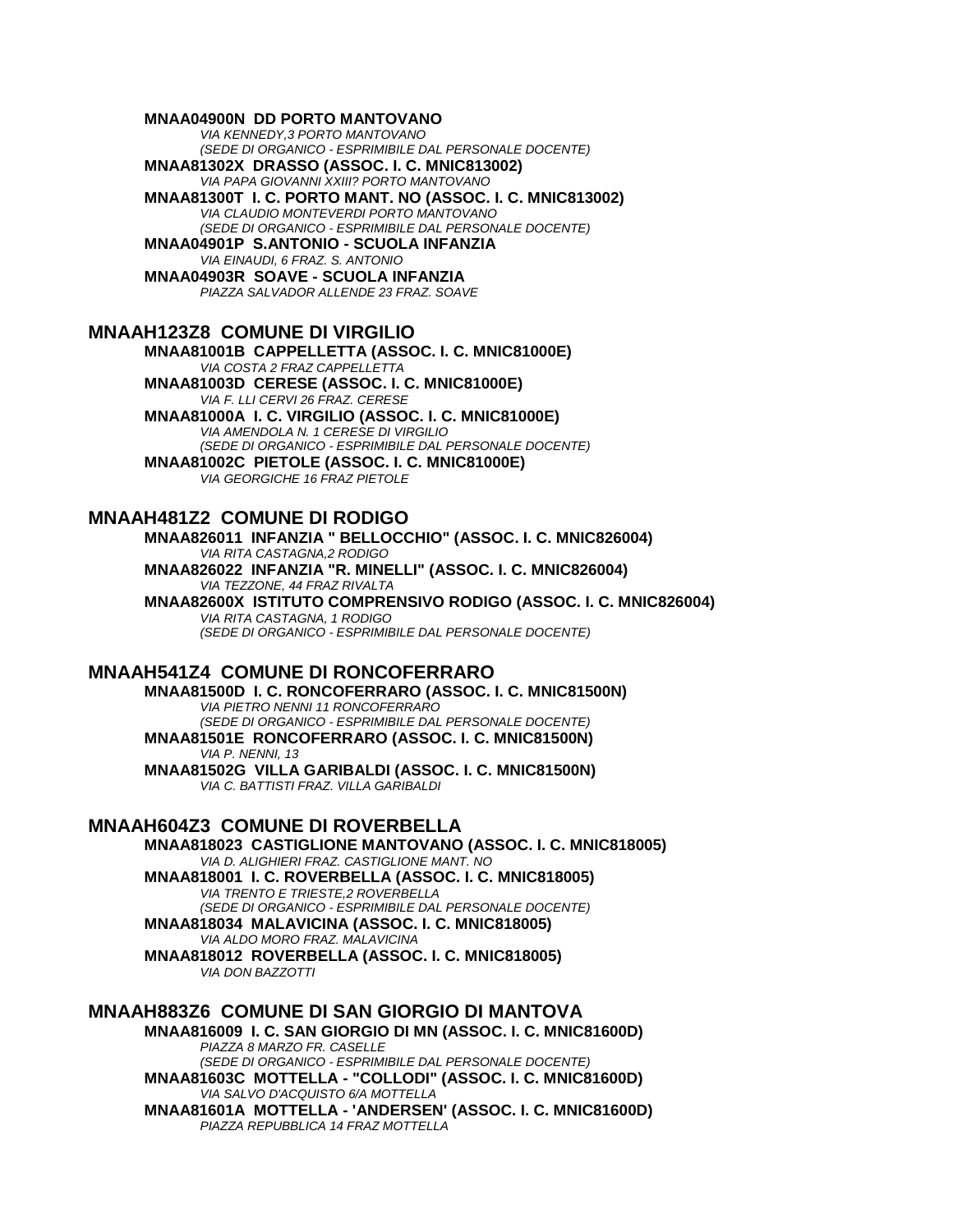**MNAA04900N DD PORTO MANTOVANO**
*VIA KENNEDY,3 PORTO MANTOVANO*
*(SEDE DI ORGANICO - ESPRIMIBILE DAL PERSONALE DOCENTE)*
**MNAA81302X DRASSO (ASSOC. I. C. MNIC813002)**
*VIA PAPA GIOVANNI XXIII? PORTO MANTOVANO*
**MNAA81300T I. C. PORTO MANT. NO (ASSOC. I. C. MNIC813002)**
*VIA CLAUDIO MONTEVERDI PORTO MANTOVANO*
*(SEDE DI ORGANICO - ESPRIMIBILE DAL PERSONALE DOCENTE)*
**MNAA04901P S.ANTONIO - SCUOLA INFANZIA**
*VIA EINAUDI, 6 FRAZ. S. ANTONIO*
**MNAA04903R SOAVE - SCUOLA INFANZIA**
*PIAZZA SALVADOR ALLENDE 23 FRAZ. SOAVE*

## MNAAH123Z8 COMUNE DI VIRGILIO

**MNAA81001B CAPPELLETTA (ASSOC. I. C. MNIC81000E)**
*VIA COSTA 2 FRAZ CAPPELLETTA*
**MNAA81003D CERESE (ASSOC. I. C. MNIC81000E)**
*VIA F. LLI CERVI 26 FRAZ. CERESE*
**MNAA81000A I. C. VIRGILIO (ASSOC. I. C. MNIC81000E)**
*VIA AMENDOLA N. 1 CERESE DI VIRGILIO*
*(SEDE DI ORGANICO - ESPRIMIBILE DAL PERSONALE DOCENTE)*
**MNAA81002C PIETOLE (ASSOC. I. C. MNIC81000E)**
*VIA GEORGICHE 16 FRAZ PIETOLE*

## MNAAH481Z2 COMUNE DI RODIGO

**MNAA826011 INFANZIA " BELLOCCHIO" (ASSOC. I. C. MNIC826004)**
*VIA RITA CASTAGNA,2 RODIGO*
**MNAA826022 INFANZIA "R. MINELLI" (ASSOC. I. C. MNIC826004)**
*VIA TEZZONE, 44 FRAZ RIVALTA*
**MNAA82600X ISTITUTO COMPRENSIVO RODIGO (ASSOC. I. C. MNIC826004)**
*VIA RITA CASTAGNA, 1 RODIGO*
*(SEDE DI ORGANICO - ESPRIMIBILE DAL PERSONALE DOCENTE)*

## MNAAH541Z4 COMUNE DI RONCOFERRARO

**MNAA81500D I. C. RONCOFERRARO (ASSOC. I. C. MNIC81500N)**
*VIA PIETRO NENNI 11 RONCOFERRARO*
*(SEDE DI ORGANICO - ESPRIMIBILE DAL PERSONALE DOCENTE)*
**MNAA81501E RONCOFERRARO (ASSOC. I. C. MNIC81500N)**
*VIA P. NENNI, 13*
**MNAA81502G VILLA GARIBALDI (ASSOC. I. C. MNIC81500N)**
*VIA C. BATTISTI FRAZ. VILLA GARIBALDI*

## MNAAH604Z3 COMUNE DI ROVERBELLA

**MNAA818023 CASTIGLIONE MANTOVANO (ASSOC. I. C. MNIC818005)**
*VIA D. ALIGHIERI FRAZ. CASTIGLIONE MANT. NO*
**MNAA818001 I. C. ROVERBELLA (ASSOC. I. C. MNIC818005)**
*VIA TRENTO E TRIESTE,2 ROVERBELLA*
*(SEDE DI ORGANICO - ESPRIMIBILE DAL PERSONALE DOCENTE)*
**MNAA818034 MALAVICINA (ASSOC. I. C. MNIC818005)**
*VIA ALDO MORO FRAZ. MALAVICINA*
**MNAA818012 ROVERBELLA (ASSOC. I. C. MNIC818005)**
*VIA DON BAZZOTTI*

## MNAAH883Z6 COMUNE DI SAN GIORGIO DI MANTOVA

**MNAA816009 I. C. SAN GIORGIO DI MN (ASSOC. I. C. MNIC81600D)**
*PIAZZA 8 MARZO FR. CASELLE*
*(SEDE DI ORGANICO - ESPRIMIBILE DAL PERSONALE DOCENTE)*
**MNAA81603C MOTTELLA - "COLLODI" (ASSOC. I. C. MNIC81600D)**
*VIA SALVO D'ACQUISTO 6/A MOTTELLA*
**MNAA81601A MOTTELLA - 'ANDERSEN' (ASSOC. I. C. MNIC81600D)**
*PIAZZA REPUBBLICA 14 FRAZ MOTTELLA*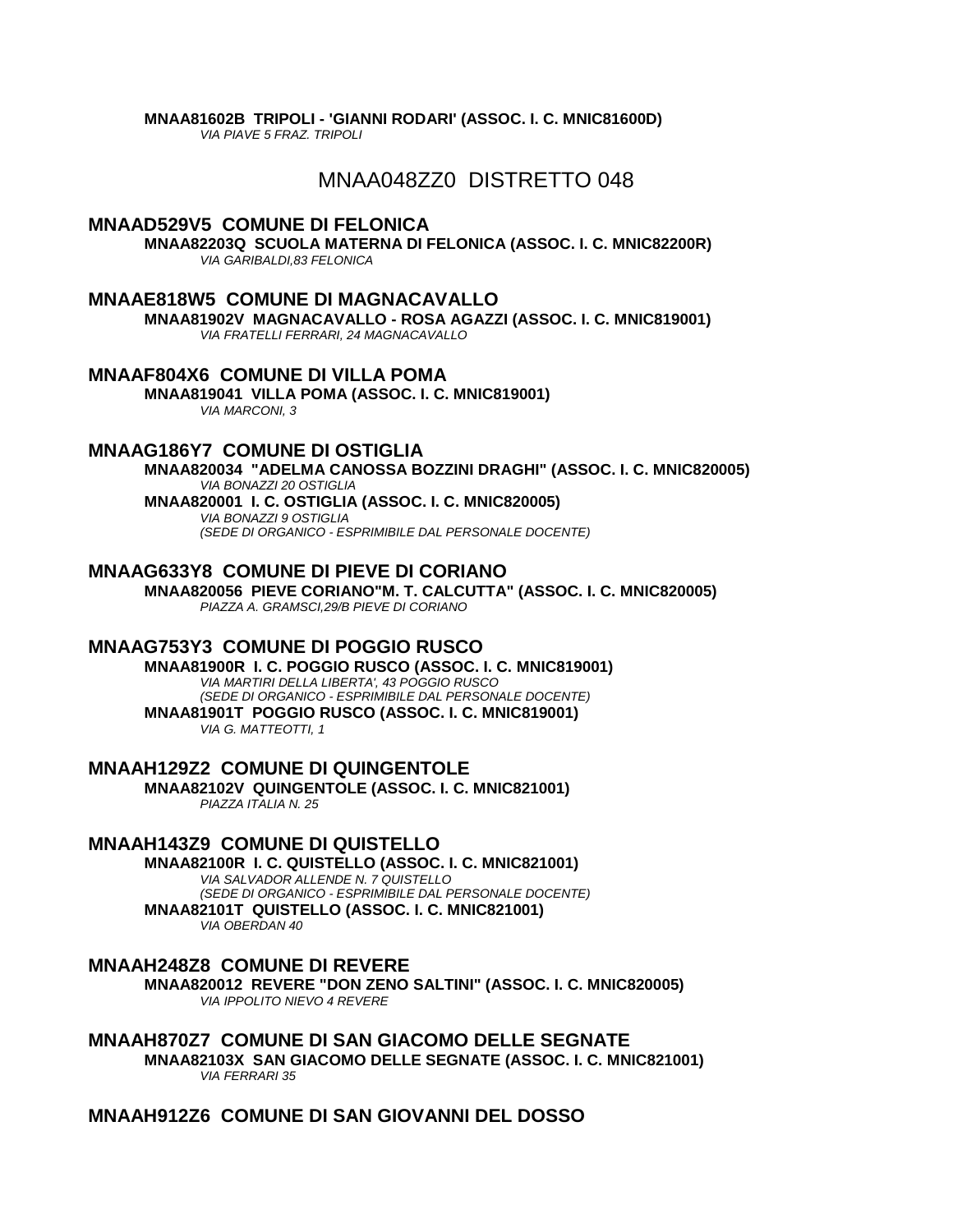**MNAA81602B  TRIPOLI - 'GIANNI RODARI' (ASSOC. I. C. MNIC81600D)**
*VIA PIAVE 5 FRAZ. TRIPOLI*

## MNAA048ZZ0  DISTRETTO 048

### MNAAD529V5  COMUNE DI FELONICA

**MNAA82203Q  SCUOLA MATERNA DI FELONICA (ASSOC. I. C. MNIC82200R)**
*VIA GARIBALDI,83 FELONICA*

### MNAAE818W5  COMUNE DI MAGNACAVALLO

**MNAA81902V  MAGNACAVALLO - ROSA AGAZZI (ASSOC. I. C. MNIC819001)**
*VIA FRATELLI FERRARI, 24 MAGNACAVALLO*

### MNAAF804X6  COMUNE DI VILLA POMA

**MNAA819041  VILLA POMA (ASSOC. I. C. MNIC819001)**
*VIA MARCONI, 3*

### MNAAG186Y7  COMUNE DI OSTIGLIA

**MNAA820034  "ADELMA CANOSSA BOZZINI DRAGHI" (ASSOC. I. C. MNIC820005)**
*VIA BONAZZI 20 OSTIGLIA*

**MNAA820001  I. C. OSTIGLIA (ASSOC. I. C. MNIC820005)**
*VIA BONAZZI 9 OSTIGLIA*
*(SEDE DI ORGANICO - ESPRIMIBILE DAL PERSONALE DOCENTE)*

### MNAAG633Y8  COMUNE DI PIEVE DI CORIANO

**MNAA820056  PIEVE CORIANO"M. T. CALCUTTA" (ASSOC. I. C. MNIC820005)**
*PIAZZA A. GRAMSCI,29/B PIEVE DI CORIANO*

### MNAAG753Y3  COMUNE DI POGGIO RUSCO

**MNAA81900R  I. C. POGGIO RUSCO (ASSOC. I. C. MNIC819001)**
*VIA MARTIRI DELLA LIBERTA', 43 POGGIO RUSCO*
*(SEDE DI ORGANICO - ESPRIMIBILE DAL PERSONALE DOCENTE)*

**MNAA81901T  POGGIO RUSCO (ASSOC. I. C. MNIC819001)**
*VIA G. MATTEOTTI, 1*

### MNAAH129Z2  COMUNE DI QUINGENTOLE

**MNAA82102V  QUINGENTOLE (ASSOC. I. C. MNIC821001)**
*PIAZZA ITALIA N. 25*

### MNAAH143Z9  COMUNE DI QUISTELLO

**MNAA82100R  I. C. QUISTELLO (ASSOC. I. C. MNIC821001)**
*VIA SALVADOR ALLENDE N. 7 QUISTELLO*
*(SEDE DI ORGANICO - ESPRIMIBILE DAL PERSONALE DOCENTE)*

**MNAA82101T  QUISTELLO (ASSOC. I. C. MNIC821001)**
*VIA OBERDAN 40*

### MNAAH248Z8  COMUNE DI REVERE

**MNAA820012  REVERE "DON ZENO SALTINI" (ASSOC. I. C. MNIC820005)**
*VIA IPPOLITO NIEVO 4 REVERE*

### MNAAH870Z7  COMUNE DI SAN GIACOMO DELLE SEGNATE

**MNAA82103X  SAN GIACOMO DELLE SEGNATE (ASSOC. I. C. MNIC821001)**
*VIA FERRARI 35*

### MNAAH912Z6  COMUNE DI SAN GIOVANNI DEL DOSSO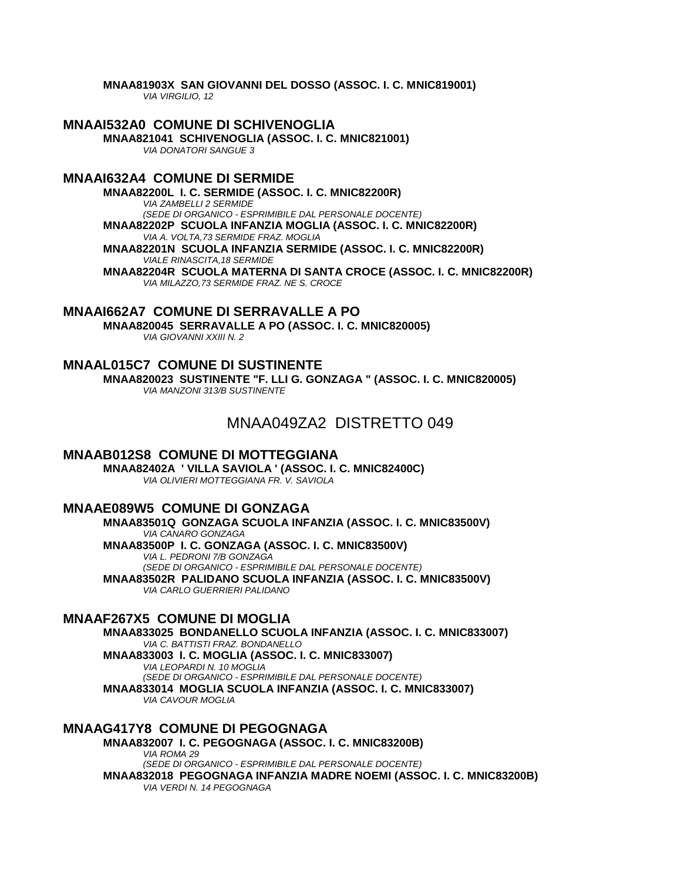**MNAA81903X SAN GIOVANNI DEL DOSSO (ASSOC. I. C. MNIC819001)**
*VIA VIRGILIO, 12*

### MNAAI532A0 COMUNE DI SCHIVENOGLIA

**MNAA821041 SCHIVENOGLIA (ASSOC. I. C. MNIC821001)**
*VIA DONATORI SANGUE 3*

### MNAAI632A4 COMUNE DI SERMIDE

**MNAA82200L I. C. SERMIDE (ASSOC. I. C. MNIC82200R)**
*VIA ZAMBELLI 2 SERMIDE*
*(SEDE DI ORGANICO - ESPRIMIBILE DAL PERSONALE DOCENTE)*

**MNAA82202P SCUOLA INFANZIA MOGLIA (ASSOC. I. C. MNIC82200R)**
*VIA A. VOLTA,73 SERMIDE FRAZ. MOGLIA*

**MNAA82201N SCUOLA INFANZIA SERMIDE (ASSOC. I. C. MNIC82200R)**
*VIALE RINASCITA,18 SERMIDE*

**MNAA82204R SCUOLA MATERNA DI SANTA CROCE (ASSOC. I. C. MNIC82200R)**
*VIA MILAZZO,73 SERMIDE FRAZ. NE S. CROCE*

### MNAAI662A7 COMUNE DI SERRAVALLE A PO

**MNAA820045 SERRAVALLE A PO (ASSOC. I. C. MNIC820005)**
*VIA GIOVANNI XXIII N. 2*

### MNAAL015C7 COMUNE DI SUSTINENTE

**MNAA820023 SUSTINENTE "F. LLI G. GONZAGA " (ASSOC. I. C. MNIC820005)**
*VIA MANZONI 313/B SUSTINENTE*

## MNAA049ZA2 DISTRETTO 049

### MNAAB012S8 COMUNE DI MOTTEGGIANA

**MNAA82402A ' VILLA SAVIOLA ' (ASSOC. I. C. MNIC82400C)**
*VIA OLIVIERI MOTTEGGIANA FR. V. SAVIOLA*

### MNAAE089W5 COMUNE DI GONZAGA

**MNAA83501Q GONZAGA SCUOLA INFANZIA (ASSOC. I. C. MNIC83500V)**
*VIA CANARO GONZAGA*

**MNAA83500P I. C. GONZAGA (ASSOC. I. C. MNIC83500V)**
*VIA L. PEDRONI 7/B GONZAGA*
*(SEDE DI ORGANICO - ESPRIMIBILE DAL PERSONALE DOCENTE)*

**MNAA83502R PALIDANO SCUOLA INFANZIA (ASSOC. I. C. MNIC83500V)**
*VIA CARLO GUERRIERI PALIDANO*

### MNAAF267X5 COMUNE DI MOGLIA

**MNAA833025 BONDANELLO SCUOLA INFANZIA (ASSOC. I. C. MNIC833007)**
*VIA C. BATTISTI FRAZ. BONDANELLO*

**MNAA833003 I. C. MOGLIA (ASSOC. I. C. MNIC833007)**
*VIA LEOPARDI N. 10 MOGLIA*
*(SEDE DI ORGANICO - ESPRIMIBILE DAL PERSONALE DOCENTE)*

**MNAA833014 MOGLIA SCUOLA INFANZIA (ASSOC. I. C. MNIC833007)**
*VIA CAVOUR MOGLIA*

### MNAAG417Y8 COMUNE DI PEGOGNAGA

**MNAA832007 I. C. PEGOGNAGA (ASSOC. I. C. MNIC83200B)**
*VIA ROMA 29*
*(SEDE DI ORGANICO - ESPRIMIBILE DAL PERSONALE DOCENTE)*

**MNAA832018 PEGOGNAGA INFANZIA MADRE NOEMI (ASSOC. I. C. MNIC83200B)**
*VIA VERDI N. 14 PEGOGNAGA*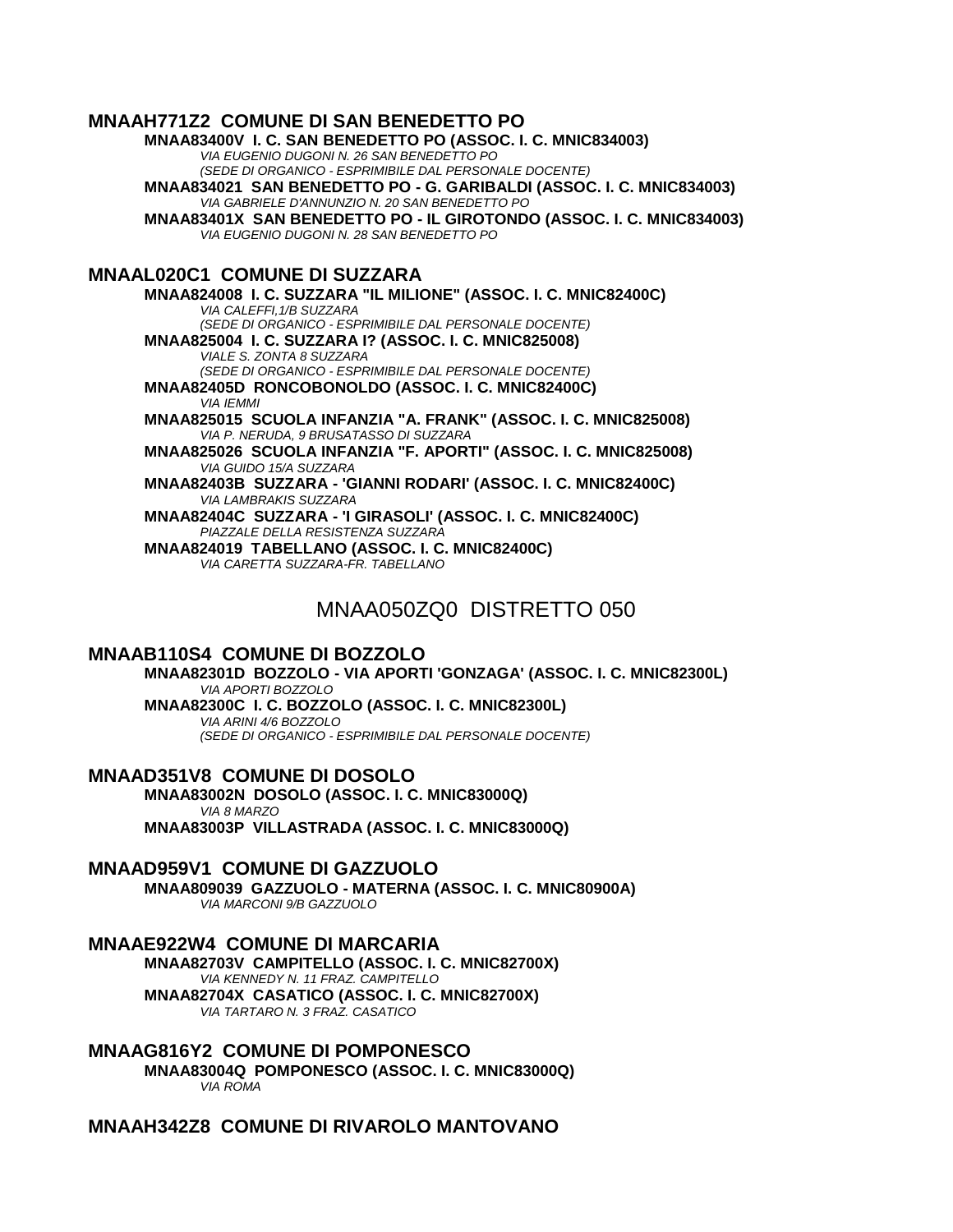## MNAAH771Z2 COMUNE DI SAN BENEDETTO PO

**MNAA83400V I. C. SAN BENEDETTO PO (ASSOC. I. C. MNIC834003)**
*VIA EUGENIO DUGONI N. 26 SAN BENEDETTO PO*
*(SEDE DI ORGANICO - ESPRIMIBILE DAL PERSONALE DOCENTE)*

**MNAA834021 SAN BENEDETTO PO - G. GARIBALDI (ASSOC. I. C. MNIC834003)**
*VIA GABRIELE D'ANNUNZIO N. 20 SAN BENEDETTO PO*

**MNAA83401X SAN BENEDETTO PO - IL GIROTONDO (ASSOC. I. C. MNIC834003)**
*VIA EUGENIO DUGONI N. 28 SAN BENEDETTO PO*

## MNAAL020C1 COMUNE DI SUZZARA

**MNAA824008 I. C. SUZZARA "IL MILIONE" (ASSOC. I. C. MNIC82400C)**
*VIA CALEFFI,1/B SUZZARA*
*(SEDE DI ORGANICO - ESPRIMIBILE DAL PERSONALE DOCENTE)*

**MNAA825004 I. C. SUZZARA I? (ASSOC. I. C. MNIC825008)**
*VIALE S. ZONTA 8 SUZZARA*
*(SEDE DI ORGANICO - ESPRIMIBILE DAL PERSONALE DOCENTE)*

**MNAA82405D RONCOBONOLDO (ASSOC. I. C. MNIC82400C)**
*VIA IEMMI*

**MNAA825015 SCUOLA INFANZIA "A. FRANK" (ASSOC. I. C. MNIC825008)**
*VIA P. NERUDA, 9 BRUSATASSO DI SUZZARA*

**MNAA825026 SCUOLA INFANZIA "F. APORTI" (ASSOC. I. C. MNIC825008)**
*VIA GUIDO 15/A SUZZARA*

**MNAA82403B SUZZARA - 'GIANNI RODARI' (ASSOC. I. C. MNIC82400C)**
*VIA LAMBRAKIS SUZZARA*

**MNAA82404C SUZZARA - 'I GIRASOLI' (ASSOC. I. C. MNIC82400C)**
*PIAZZALE DELLA RESISTENZA SUZZARA*

**MNAA824019 TABELLANO (ASSOC. I. C. MNIC82400C)**
*VIA CARETTA SUZZARA-FR. TABELLANO*

# MNAA050ZQ0 DISTRETTO 050

## MNAAB110S4 COMUNE DI BOZZOLO

**MNAA82301D BOZZOLO - VIA APORTI 'GONZAGA' (ASSOC. I. C. MNIC82300L)**
*VIA APORTI BOZZOLO*

**MNAA82300C I. C. BOZZOLO (ASSOC. I. C. MNIC82300L)**
*VIA ARINI 4/6 BOZZOLO*
*(SEDE DI ORGANICO - ESPRIMIBILE DAL PERSONALE DOCENTE)*

## MNAAD351V8 COMUNE DI DOSOLO

**MNAA83002N DOSOLO (ASSOC. I. C. MNIC83000Q)**
*VIA 8 MARZO*

**MNAA83003P VILLASTRADA (ASSOC. I. C. MNIC83000Q)**

## MNAAD959V1 COMUNE DI GAZZUOLO

**MNAA809039 GAZZUOLO - MATERNA (ASSOC. I. C. MNIC80900A)**
*VIA MARCONI 9/B GAZZUOLO*

## MNAAE922W4 COMUNE DI MARCARIA

**MNAA82703V CAMPITELLO (ASSOC. I. C. MNIC82700X)**
*VIA KENNEDY N. 11 FRAZ. CAMPITELLO*

**MNAA82704X CASATICO (ASSOC. I. C. MNIC82700X)**
*VIA TARTARO N. 3 FRAZ. CASATICO*

## MNAAG816Y2 COMUNE DI POMPONESCO

**MNAA83004Q POMPONESCO (ASSOC. I. C. MNIC83000Q)**
*VIA ROMA*

## MNAAH342Z8 COMUNE DI RIVAROLO MANTOVANO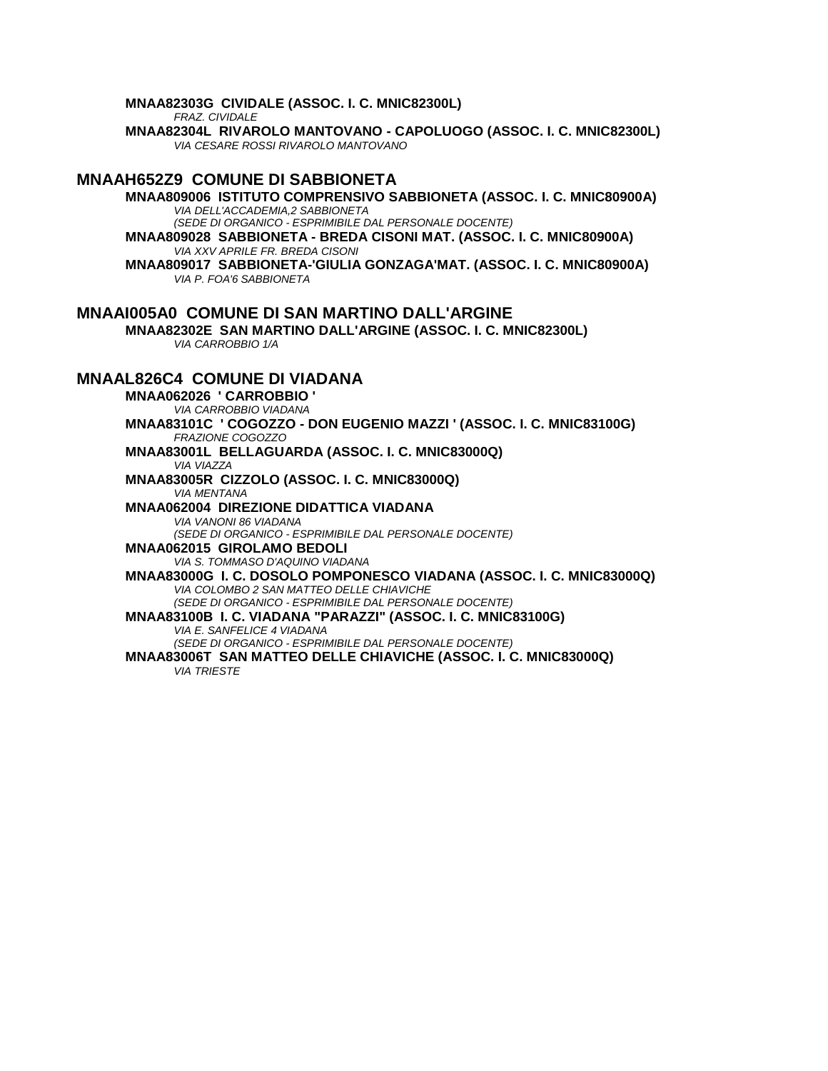**MNAA82303G  CIVIDALE (ASSOC. I. C. MNIC82300L)**
*FRAZ. CIVIDALE*

**MNAA82304L  RIVAROLO MANTOVANO - CAPOLUOGO (ASSOC. I. C. MNIC82300L)**
*VIA CESARE ROSSI RIVAROLO MANTOVANO*

## MNAAH652Z9  COMUNE DI SABBIONETA

**MNAA809006  ISTITUTO COMPRENSIVO SABBIONETA (ASSOC. I. C. MNIC80900A)**
*VIA DELL'ACCADEMIA,2 SABBIONETA*
*(SEDE DI ORGANICO - ESPRIMIBILE DAL PERSONALE DOCENTE)*

**MNAA809028  SABBIONETA - BREDA CISONI MAT. (ASSOC. I. C. MNIC80900A)**
*VIA XXV APRILE FR. BREDA CISONI*

**MNAA809017  SABBIONETA-'GIULIA GONZAGA'MAT. (ASSOC. I. C. MNIC80900A)**
*VIA P. FOA'6 SABBIONETA*

## MNAAI005A0  COMUNE DI SAN MARTINO DALL'ARGINE

**MNAA82302E  SAN MARTINO DALL'ARGINE (ASSOC. I. C. MNIC82300L)**
*VIA CARROBBIO 1/A*

## MNAAL826C4  COMUNE DI VIADANA

**MNAA062026  ' CARROBBIO '**
*VIA CARROBBIO VIADANA*

**MNAA83101C  ' COGOZZO - DON EUGENIO MAZZI ' (ASSOC. I. C. MNIC83100G)**
*FRAZIONE COGOZZO*

**MNAA83001L  BELLAGUARDA (ASSOC. I. C. MNIC83000Q)**
*VIA VIAZZA*

**MNAA83005R  CIZZOLO (ASSOC. I. C. MNIC83000Q)**
*VIA MENTANA*

**MNAA062004  DIREZIONE DIDATTICA VIADANA**
*VIA VANONI 86 VIADANA*
*(SEDE DI ORGANICO - ESPRIMIBILE DAL PERSONALE DOCENTE)*

**MNAA062015  GIROLAMO BEDOLI**
*VIA S. TOMMASO D'AQUINO VIADANA*

**MNAA83000G  I. C. DOSOLO POMPONESCO VIADANA (ASSOC. I. C. MNIC83000Q)**
*VIA COLOMBO 2 SAN MATTEO DELLE CHIAVICHE*
*(SEDE DI ORGANICO - ESPRIMIBILE DAL PERSONALE DOCENTE)*

**MNAA83100B  I. C. VIADANA "PARAZZI" (ASSOC. I. C. MNIC83100G)**
*VIA E. SANFELICE 4 VIADANA*
*(SEDE DI ORGANICO - ESPRIMIBILE DAL PERSONALE DOCENTE)*

**MNAA83006T  SAN MATTEO DELLE CHIAVICHE (ASSOC. I. C. MNIC83000Q)**
*VIA TRIESTE*